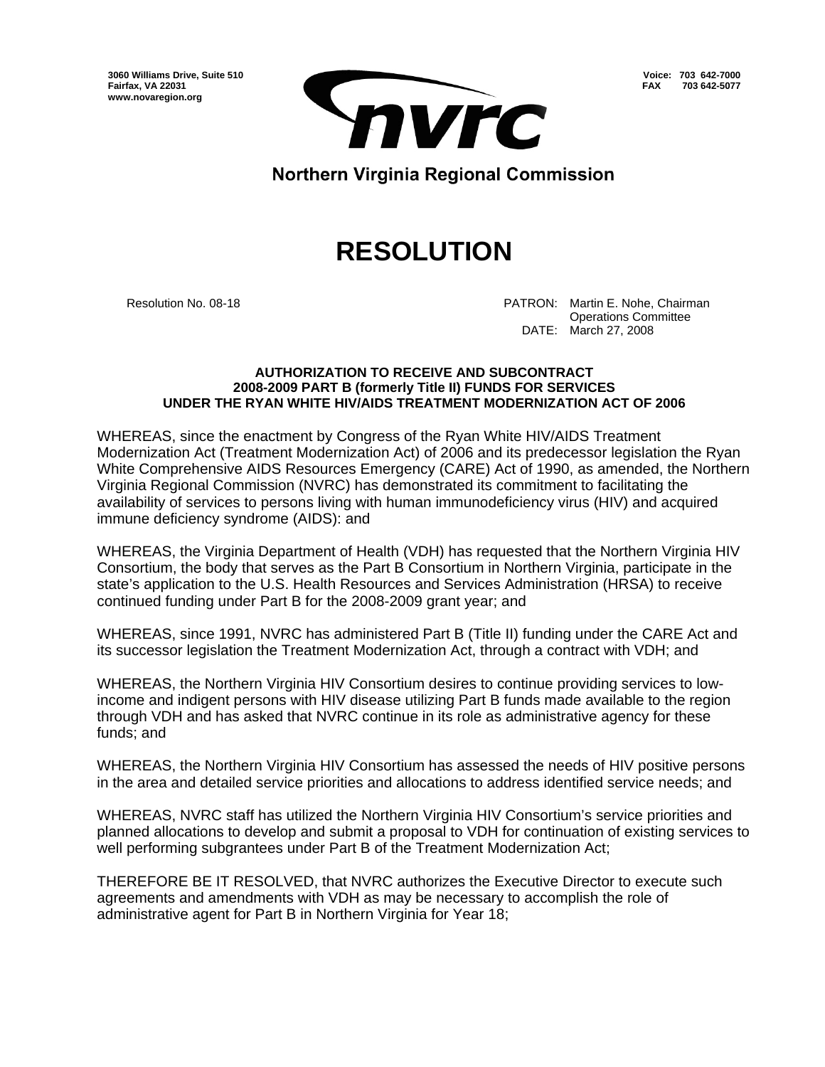3060 Williams Drive, Suite 510
Fairfax, VA 22031
www.novaregion.org

Voice: 703 642-7000
FAX 703 642-5077

**nvrc**

**Northern Virginia Regional Commission**

# RESOLUTION

Resolution No. 08-18

PATRON: Martin E. Nohe, Chairman
Operations Committee
DATE: March 27, 2008

**AUTHORIZATION TO RECEIVE AND SUBCONTRACT**
**2008-2009 PART B (formerly Title II) FUNDS FOR SERVICES**
**UNDER THE RYAN WHITE HIV/AIDS TREATMENT MODERNIZATION ACT OF 2006**

WHEREAS, since the enactment by Congress of the Ryan White HIV/AIDS Treatment Modernization Act (Treatment Modernization Act) of 2006 and its predecessor legislation the Ryan White Comprehensive AIDS Resources Emergency (CARE) Act of 1990, as amended, the Northern Virginia Regional Commission (NVRC) has demonstrated its commitment to facilitating the availability of services to persons living with human immunodeficiency virus (HIV) and acquired immune deficiency syndrome (AIDS): and

WHEREAS, the Virginia Department of Health (VDH) has requested that the Northern Virginia HIV Consortium, the body that serves as the Part B Consortium in Northern Virginia, participate in the state's application to the U.S. Health Resources and Services Administration (HRSA) to receive continued funding under Part B for the 2008-2009 grant year; and

WHEREAS, since 1991, NVRC has administered Part B (Title II) funding under the CARE Act and its successor legislation the Treatment Modernization Act, through a contract with VDH; and

WHEREAS, the Northern Virginia HIV Consortium desires to continue providing services to low-income and indigent persons with HIV disease utilizing Part B funds made available to the region through VDH and has asked that NVRC continue in its role as administrative agency for these funds; and

WHEREAS, the Northern Virginia HIV Consortium has assessed the needs of HIV positive persons in the area and detailed service priorities and allocations to address identified service needs; and

WHEREAS, NVRC staff has utilized the Northern Virginia HIV Consortium's service priorities and planned allocations to develop and submit a proposal to VDH for continuation of existing services to well performing subgrantees under Part B of the Treatment Modernization Act;

THEREFORE BE IT RESOLVED, that NVRC authorizes the Executive Director to execute such agreements and amendments with VDH as may be necessary to accomplish the role of administrative agent for Part B in Northern Virginia for Year 18;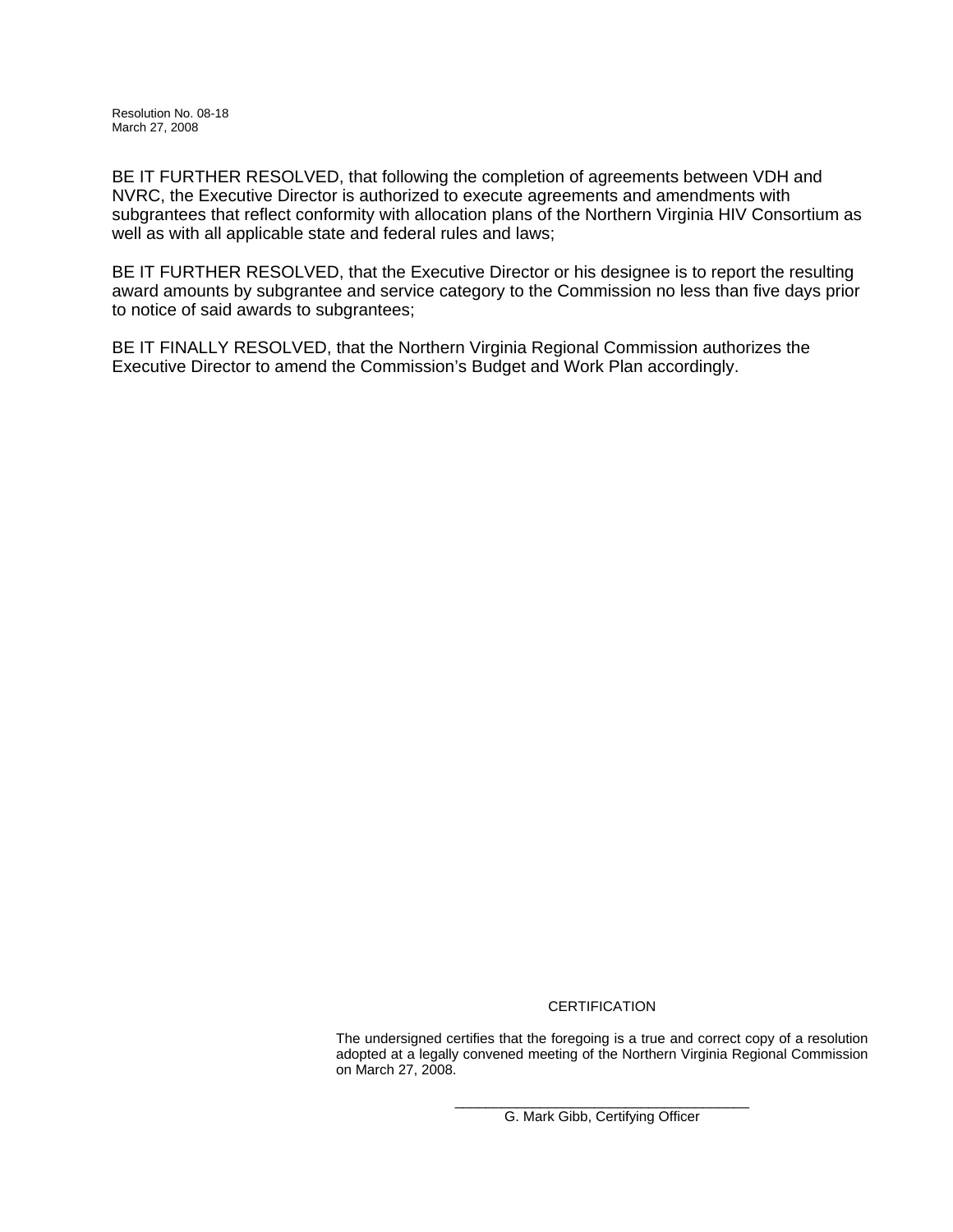Resolution No. 08-18
March 27, 2008

BE IT FURTHER RESOLVED, that following the completion of agreements between VDH and NVRC, the Executive Director is authorized to execute agreements and amendments with subgrantees that reflect conformity with allocation plans of the Northern Virginia HIV Consortium as well as with all applicable state and federal rules and laws;

BE IT FURTHER RESOLVED, that the Executive Director or his designee is to report the resulting award amounts by subgrantee and service category to the Commission no less than five days prior to notice of said awards to subgrantees;

BE IT FINALLY RESOLVED, that the Northern Virginia Regional Commission authorizes the Executive Director to amend the Commission's Budget and Work Plan accordingly.

CERTIFICATION

The undersigned certifies that the foregoing is a true and correct copy of a resolution adopted at a legally convened meeting of the Northern Virginia Regional Commission on March 27, 2008.

\_\_\_\_\_\_\_\_\_\_\_\_\_\_\_\_\_\_\_\_\_\_\_\_\_\_\_\_\_\_\_\_\_\_\_\_\_\_

G. Mark Gibb, Certifying Officer